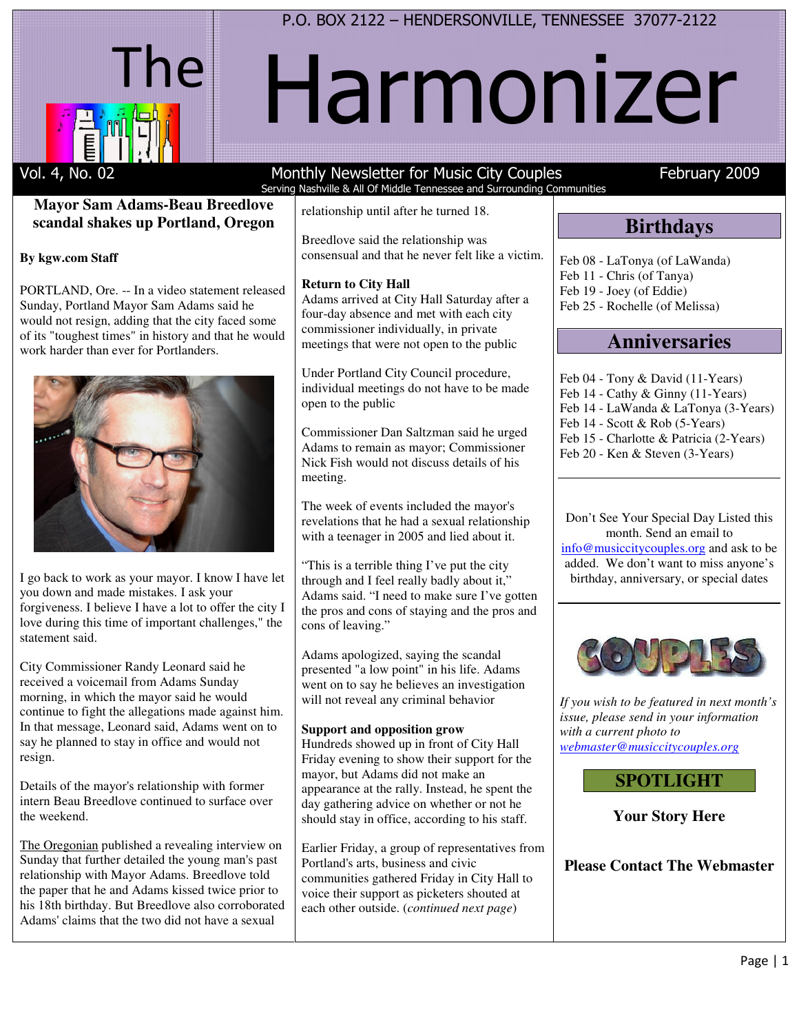P.O. BOX 2122 – HENDERSONVILLE, TENNESSEE 37077-2122

# The Harmonizer

Vol. 4, No. 02 — Monthly Newsletter for Music City Couples — February 2009

Serving Nashville & All Of Middle Tennessee and Surrounding Communities

## Mayor Sam Adams-Beau Breedlove scandal shakes up Portland, Oregon

**By kgw.com Staff**

PORTLAND, Ore. -- In a video statement released Sunday, Portland Mayor Sam Adams said he would not resign, adding that the city faced some of its "toughest times" in history and that he would work harder than ever for Portlanders.

I go back to work as your mayor. I know I have let you down and made mistakes. I ask your forgiveness. I believe I have a lot to offer the city I love during this time of important challenges," the statement said.

City Commissioner Randy Leonard said he received a voicemail from Adams Sunday morning, in which the mayor said he would continue to fight the allegations made against him. In that message, Leonard said, Adams went on to say he planned to stay in office and would not resign.

Details of the mayor's relationship with former intern Beau Breedlove continued to surface over the weekend.

The Oregonian published a revealing interview on Sunday that further detailed the young man's past relationship with Mayor Adams. Breedlove told the paper that he and Adams kissed twice prior to his 18th birthday. But Breedlove also corroborated Adams' claims that the two did not have a sexual relationship until after he turned 18.

Breedlove said the relationship was consensual and that he never felt like a victim.

**Return to City Hall**

Adams arrived at City Hall Saturday after a four-day absence and met with each city commissioner individually, in private meetings that were not open to the public

Under Portland City Council procedure, individual meetings do not have to be made open to the public

Commissioner Dan Saltzman said he urged Adams to remain as mayor; Commissioner Nick Fish would not discuss details of his meeting.

The week of events included the mayor's revelations that he had a sexual relationship with a teenager in 2005 and lied about it.

"This is a terrible thing I've put the city through and I feel really badly about it," Adams said. "I need to make sure I've gotten the pros and cons of staying and the pros and cons of leaving."

Adams apologized, saying the scandal presented "a low point" in his life. Adams went on to say he believes an investigation will not reveal any criminal behavior

**Support and opposition grow**

Hundreds showed up in front of City Hall Friday evening to show their support for the mayor, but Adams did not make an appearance at the rally. Instead, he spent the day gathering advice on whether or not he should stay in office, according to his staff.

Earlier Friday, a group of representatives from Portland's arts, business and civic communities gathered Friday in City Hall to voice their support as picketers shouted at each other outside. (*continued next page*)

## Birthdays

Feb 08 - LaTonya (of LaWanda)
Feb 11 - Chris (of Tanya)
Feb 19 - Joey (of Eddie)
Feb 25 - Rochelle (of Melissa)

## Anniversaries

Feb 04 - Tony & David (11-Years)
Feb 14 - Cathy & Ginny (11-Years)
Feb 14 - LaWanda & LaTonya (3-Years)
Feb 14 - Scott & Rob (5-Years)
Feb 15 - Charlotte & Patricia (2-Years)
Feb 20 - Ken & Steven (3-Years)

Don't See Your Special Day Listed this month. Send an email to info@musiccitycouples.org and ask to be added. We don't want to miss anyone's birthday, anniversary, or special dates

COUPLES

*If you wish to be featured in next month's issue, please send in your information with a current photo to webmaster@musiccitycouples.org*

## SPOTLIGHT

**Your Story Here**

**Please Contact The Webmaster**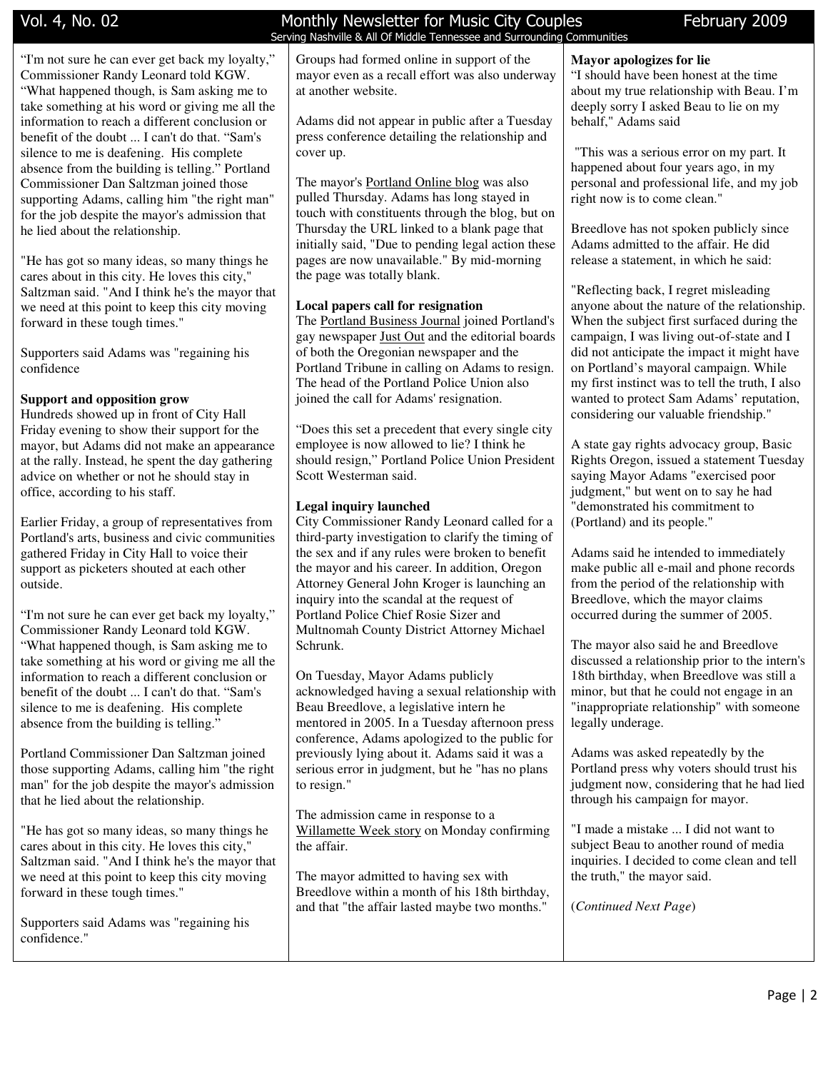"I'm not sure he can ever get back my loyalty," Commissioner Randy Leonard told KGW. "What happened though, is Sam asking me to take something at his word or giving me all the information to reach a different conclusion or benefit of the doubt ... I can't do that. "Sam's silence to me is deafening. His complete absence from the building is telling." Portland Commissioner Dan Saltzman joined those supporting Adams, calling him "the right man" for the job despite the mayor's admission that he lied about the relationship.

"He has got so many ideas, so many things he cares about in this city. He loves this city," Saltzman said. "And I think he's the mayor that we need at this point to keep this city moving forward in these tough times."

Supporters said Adams was "regaining his confidence

**Support and opposition grow**

Hundreds showed up in front of City Hall Friday evening to show their support for the mayor, but Adams did not make an appearance at the rally. Instead, he spent the day gathering advice on whether or not he should stay in office, according to his staff.

Earlier Friday, a group of representatives from Portland's arts, business and civic communities gathered Friday in City Hall to voice their support as picketers shouted at each other outside.

"I'm not sure he can ever get back my loyalty," Commissioner Randy Leonard told KGW. "What happened though, is Sam asking me to take something at his word or giving me all the information to reach a different conclusion or benefit of the doubt ... I can't do that. "Sam's silence to me is deafening. His complete absence from the building is telling."

Portland Commissioner Dan Saltzman joined those supporting Adams, calling him "the right man" for the job despite the mayor's admission that he lied about the relationship.

"He has got so many ideas, so many things he cares about in this city. He loves this city," Saltzman said. "And I think he's the mayor that we need at this point to keep this city moving forward in these tough times."

Supporters said Adams was "regaining his confidence."

Groups had formed online in support of the mayor even as a recall effort was also underway at another website.

Adams did not appear in public after a Tuesday press conference detailing the relationship and cover up.

The mayor's Portland Online blog was also pulled Thursday. Adams has long stayed in touch with constituents through the blog, but on Thursday the URL linked to a blank page that initially said, "Due to pending legal action these pages are now unavailable." By mid-morning the page was totally blank.

**Local papers call for resignation**

The Portland Business Journal joined Portland's gay newspaper Just Out and the editorial boards of both the Oregonian newspaper and the Portland Tribune in calling on Adams to resign. The head of the Portland Police Union also joined the call for Adams' resignation.

"Does this set a precedent that every single city employee is now allowed to lie? I think he should resign," Portland Police Union President Scott Westerman said.

**Legal inquiry launched**

City Commissioner Randy Leonard called for a third-party investigation to clarify the timing of the sex and if any rules were broken to benefit the mayor and his career. In addition, Oregon Attorney General John Kroger is launching an inquiry into the scandal at the request of Portland Police Chief Rosie Sizer and Multnomah County District Attorney Michael Schrunk.

On Tuesday, Mayor Adams publicly acknowledged having a sexual relationship with Beau Breedlove, a legislative intern he mentored in 2005. In a Tuesday afternoon press conference, Adams apologized to the public for previously lying about it. Adams said it was a serious error in judgment, but he "has no plans to resign."

The admission came in response to a Willamette Week story on Monday confirming the affair.

The mayor admitted to having sex with Breedlove within a month of his 18th birthday, and that "the affair lasted maybe two months."

**Mayor apologizes for lie**

"I should have been honest at the time about my true relationship with Beau. I'm deeply sorry I asked Beau to lie on my behalf," Adams said

"This was a serious error on my part. It happened about four years ago, in my personal and professional life, and my job right now is to come clean."

Breedlove has not spoken publicly since Adams admitted to the affair. He did release a statement, in which he said:

"Reflecting back, I regret misleading anyone about the nature of the relationship. When the subject first surfaced during the campaign, I was living out-of-state and I did not anticipate the impact it might have on Portland's mayoral campaign. While my first instinct was to tell the truth, I also wanted to protect Sam Adams' reputation, considering our valuable friendship."

A state gay rights advocacy group, Basic Rights Oregon, issued a statement Tuesday saying Mayor Adams "exercised poor judgment," but went on to say he had "demonstrated his commitment to (Portland) and its people."

Adams said he intended to immediately make public all e-mail and phone records from the period of the relationship with Breedlove, which the mayor claims occurred during the summer of 2005.

The mayor also said he and Breedlove discussed a relationship prior to the intern's 18th birthday, when Breedlove was still a minor, but that he could not engage in an "inappropriate relationship" with someone legally underage.

Adams was asked repeatedly by the Portland press why voters should trust his judgment now, considering that he had lied through his campaign for mayor.

"I made a mistake ... I did not want to subject Beau to another round of media inquiries. I decided to come clean and tell the truth," the mayor said.

(*Continued Next Page*)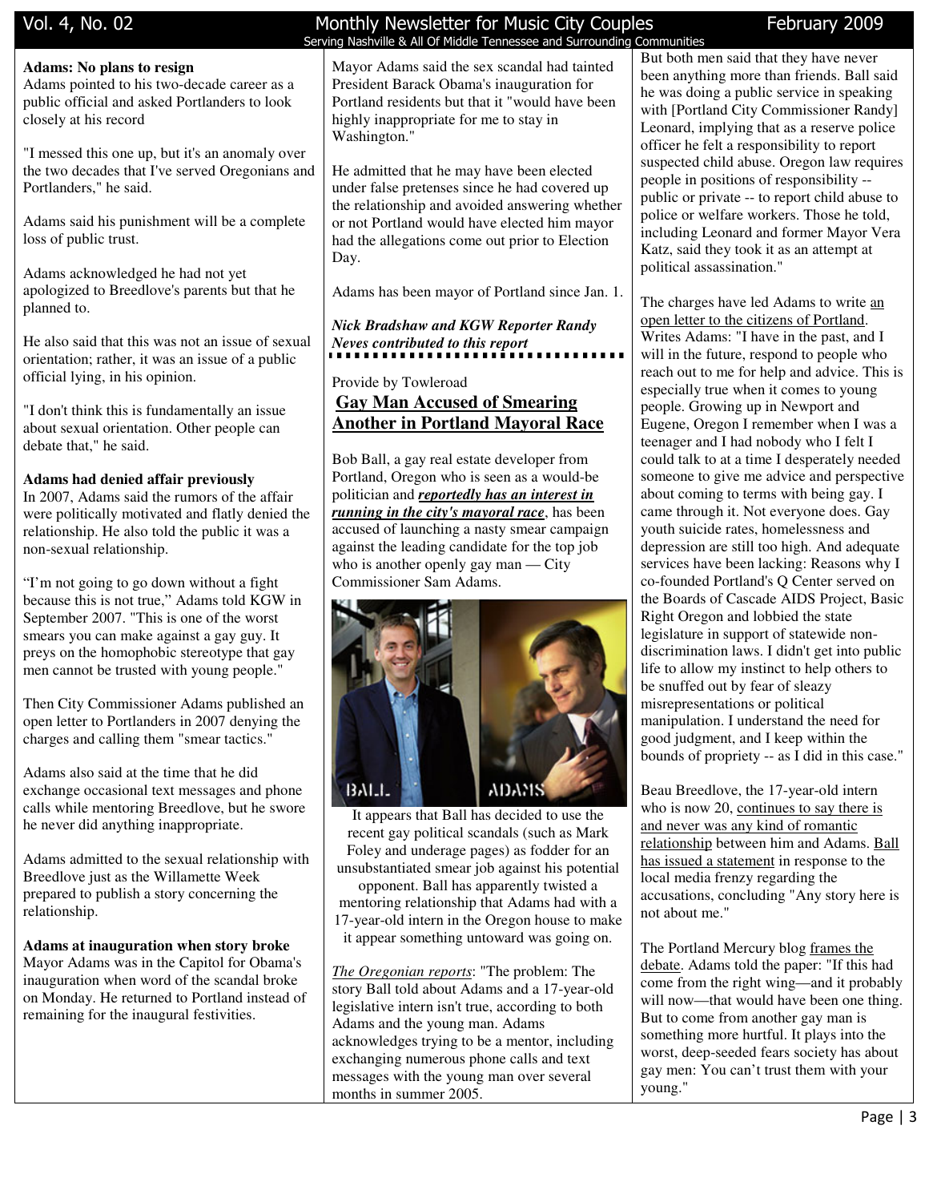**Adams: No plans to resign**

Adams pointed to his two-decade career as a public official and asked Portlanders to look closely at his record

"I messed this one up, but it's an anomaly over the two decades that I've served Oregonians and Portlanders," he said.

Adams said his punishment will be a complete loss of public trust.

Adams acknowledged he had not yet apologized to Breedlove's parents but that he planned to.

He also said that this was not an issue of sexual orientation; rather, it was an issue of a public official lying, in his opinion.

"I don't think this is fundamentally an issue about sexual orientation. Other people can debate that," he said.

**Adams had denied affair previously**

In 2007, Adams said the rumors of the affair were politically motivated and flatly denied the relationship. He also told the public it was a non-sexual relationship.

"I'm not going to go down without a fight because this is not true," Adams told KGW in September 2007. "This is one of the worst smears you can make against a gay guy. It preys on the homophobic stereotype that gay men cannot be trusted with young people."

Then City Commissioner Adams published an open letter to Portlanders in 2007 denying the charges and calling them "smear tactics."

Adams also said at the time that he did exchange occasional text messages and phone calls while mentoring Breedlove, but he swore he never did anything inappropriate.

Adams admitted to the sexual relationship with Breedlove just as the Willamette Week prepared to publish a story concerning the relationship.

**Adams at inauguration when story broke**

Mayor Adams was in the Capitol for Obama's inauguration when word of the scandal broke on Monday. He returned to Portland instead of remaining for the inaugural festivities.

Mayor Adams said the sex scandal had tainted President Barack Obama's inauguration for Portland residents but that it "would have been highly inappropriate for me to stay in Washington."

He admitted that he may have been elected under false pretenses since he had covered up the relationship and avoided answering whether or not Portland would have elected him mayor had the allegations come out prior to Election Day.

Adams has been mayor of Portland since Jan. 1.

***Nick Bradshaw and KGW Reporter Randy Neves contributed to this report***

Provide by Towleroad

## Gay Man Accused of Smearing Another in Portland Mayoral Race

Bob Ball, a gay real estate developer from Portland, Oregon who is seen as a would-be politician and ***reportedly has an interest in running in the city's mayoral race***, has been accused of launching a nasty smear campaign against the leading candidate for the top job who is another openly gay man — City Commissioner Sam Adams.

It appears that Ball has decided to use the recent gay political scandals (such as Mark Foley and underage pages) as fodder for an unsubstantiated smear job against his potential opponent. Ball has apparently twisted a mentoring relationship that Adams had with a 17-year-old intern in the Oregon house to make it appear something untoward was going on.

*The Oregonian reports*: "The problem: The story Ball told about Adams and a 17-year-old legislative intern isn't true, according to both Adams and the young man. Adams acknowledges trying to be a mentor, including exchanging numerous phone calls and text messages with the young man over several months in summer 2005.

But both men said that they have never been anything more than friends. Ball said he was doing a public service in speaking with [Portland City Commissioner Randy] Leonard, implying that as a reserve police officer he felt a responsibility to report suspected child abuse. Oregon law requires people in positions of responsibility -- public or private -- to report child abuse to police or welfare workers. Those he told, including Leonard and former Mayor Vera Katz, said they took it as an attempt at political assassination."

The charges have led Adams to write an open letter to the citizens of Portland. Writes Adams: "I have in the past, and I will in the future, respond to people who reach out to me for help and advice. This is especially true when it comes to young people. Growing up in Newport and Eugene, Oregon I remember when I was a teenager and I had nobody who I felt I could talk to at a time I desperately needed someone to give me advice and perspective about coming to terms with being gay. I came through it. Not everyone does. Gay youth suicide rates, homelessness and depression are still too high. And adequate services have been lacking: Reasons why I co-founded Portland's Q Center served on the Boards of Cascade AIDS Project, Basic Right Oregon and lobbied the state legislature in support of statewide non-discrimination laws. I didn't get into public life to allow my instinct to help others to be snuffed out by fear of sleazy misrepresentations or political manipulation. I understand the need for good judgment, and I keep within the bounds of propriety -- as I did in this case."

Beau Breedlove, the 17-year-old intern who is now 20, continues to say there is and never was any kind of romantic relationship between him and Adams. Ball has issued a statement in response to the local media frenzy regarding the accusations, concluding "Any story here is not about me."

The Portland Mercury blog frames the debate. Adams told the paper: "If this had come from the right wing—and it probably will now—that would have been one thing. But to come from another gay man is something more hurtful. It plays into the worst, deep-seeded fears society has about gay men: You can't trust them with your young."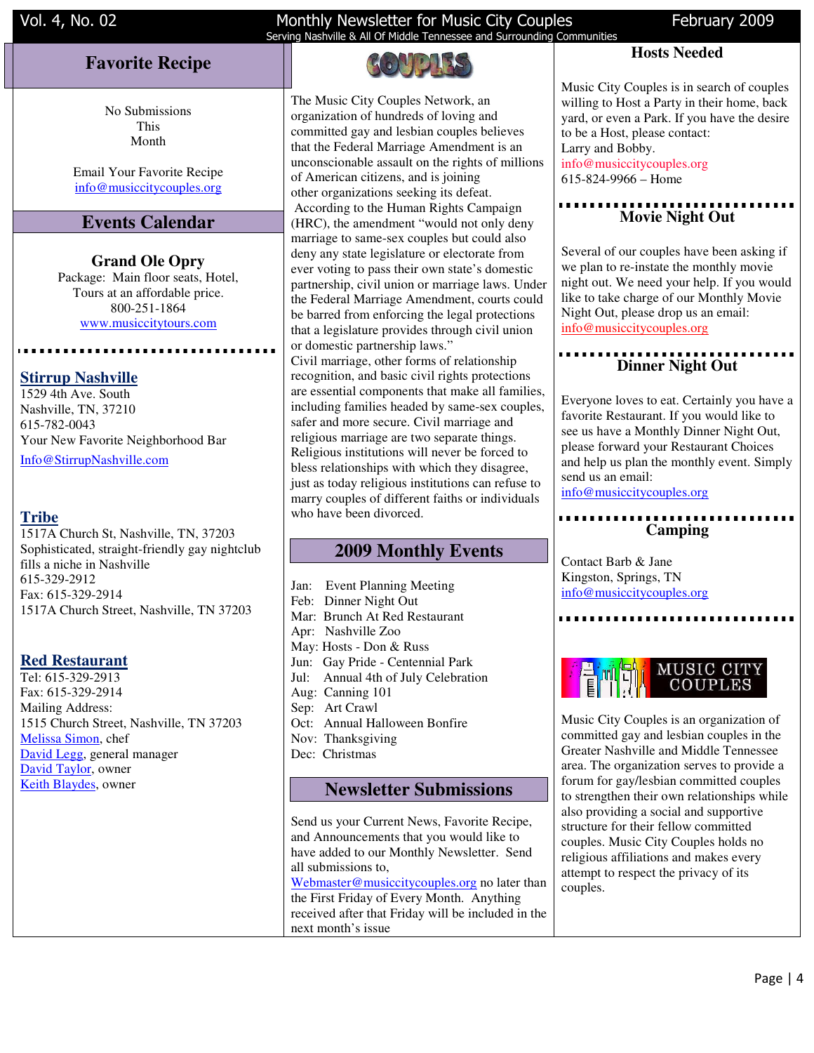## Favorite Recipe

No Submissions
This
Month

Email Your Favorite Recipe
info@musiccitycouples.org

## Events Calendar

### Grand Ole Opry

Package: Main floor seats, Hotel, Tours at an affordable price.
800-251-1864
www.musiccitytours.com

### Stirrup Nashville

1529 4th Ave. South
Nashville, TN, 37210
615-782-0043
Your New Favorite Neighborhood Bar
Info@StirrupNashville.com

### Tribe

1517A Church St, Nashville, TN, 37203
Sophisticated, straight-friendly gay nightclub fills a niche in Nashville
615-329-2912
Fax: 615-329-2914
1517A Church Street, Nashville, TN 37203

### Red Restaurant

Tel: 615-329-2913
Fax: 615-329-2914
Mailing Address:
1515 Church Street, Nashville, TN 37203
Melissa Simon, chef
David Legg, general manager
David Taylor, owner
Keith Blaydes, owner

## COUPLES

The Music City Couples Network, an organization of hundreds of loving and committed gay and lesbian couples believes that the Federal Marriage Amendment is an unconscionable assault on the rights of millions of American citizens, and is joining other organizations seeking its defeat.

According to the Human Rights Campaign (HRC), the amendment "would not only deny marriage to same-sex couples but could also deny any state legislature or electorate from ever voting to pass their own state's domestic partnership, civil union or marriage laws. Under the Federal Marriage Amendment, courts could be barred from enforcing the legal protections that a legislature provides through civil union or domestic partnership laws."

Civil marriage, other forms of relationship recognition, and basic civil rights protections are essential components that make all families, including families headed by same-sex couples, safer and more secure. Civil marriage and religious marriage are two separate things. Religious institutions will never be forced to bless relationships with which they disagree, just as today religious institutions can refuse to marry couples of different faiths or individuals who have been divorced.

## 2009 Monthly Events

Jan: Event Planning Meeting
Feb: Dinner Night Out
Mar: Brunch At Red Restaurant
Apr: Nashville Zoo
May: Hosts - Don & Russ
Jun: Gay Pride - Centennial Park
Jul: Annual 4th of July Celebration
Aug: Canning 101
Sep: Art Crawl
Oct: Annual Halloween Bonfire
Nov: Thanksgiving
Dec: Christmas

## Newsletter Submissions

Send us your Current News, Favorite Recipe, and Announcements that you would like to have added to our Monthly Newsletter. Send all submissions to, Webmaster@musiccitycouples.org no later than the First Friday of Every Month. Anything received after that Friday will be included in the next month's issue

## Hosts Needed

Music City Couples is in search of couples willing to Host a Party in their home, back yard, or even a Park. If you have the desire to be a Host, please contact:
Larry and Bobby.
info@musiccitycouples.org
615-824-9966 – Home

## Movie Night Out

Several of our couples have been asking if we plan to re-instate the monthly movie night out. We need your help. If you would like to take charge of our Monthly Movie Night Out, please drop us an email:
info@musiccitycouples.org

## Dinner Night Out

Everyone loves to eat. Certainly you have a favorite Restaurant. If you would like to see us have a Monthly Dinner Night Out, please forward your Restaurant Choices and help us plan the monthly event. Simply send us an email:
info@musiccitycouples.org

## Camping

Contact Barb & Jane
Kingston, Springs, TN
info@musiccitycouples.org

MUSIC CITY COUPLES

Music City Couples is an organization of committed gay and lesbian couples in the Greater Nashville and Middle Tennessee area. The organization serves to provide a forum for gay/lesbian committed couples to strengthen their own relationships while also providing a social and supportive structure for their fellow committed couples. Music City Couples holds no religious affiliations and makes every attempt to respect the privacy of its couples.